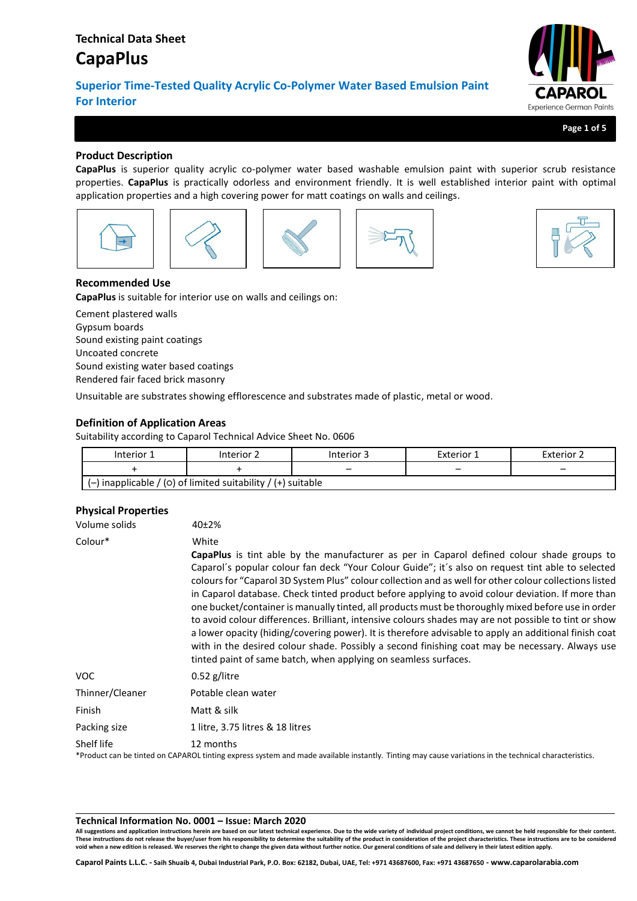# Technical Data Sheet

# CapaPlus

## Superior Time-Tested Quality Acrylic Co-Polymer Water Based Emulsion Paint For Interior

### Product Description

**CapaPlus** is superior quality acrylic co-polymer water based washable emulsion paint with superior scrub resistance properties. **CapaPlus** is practically odorless and environment friendly. It is well established interior paint with optimal application properties and a high covering power for matt coatings on walls and ceilings.

### Recommended Use

**CapaPlus** is suitable for interior use on walls and ceilings on:

Cement plastered walls
Gypsum boards
Sound existing paint coatings
Uncoated concrete
Sound existing water based coatings
Rendered fair faced brick masonry

Unsuitable are substrates showing efflorescence and substrates made of plastic, metal or wood.

### Definition of Application Areas

Suitability according to Caparol Technical Advice Sheet No. 0606

| Interior 1 | Interior 2 | Interior 3 | Exterior 1 | Exterior 2 |
|---|---|---|---|---|
| + | + | – | – | – |
| (–) inapplicable / (ο) of limited suitability / (+) suitable | | | | |

### Physical Properties

| | |
|---|---|
| Volume solids | 40±2% |
| Colour* | White<br>**CapaPlus** is tint able by the manufacturer as per in Caparol defined colour shade groups to Caparol´s popular colour fan deck "Your Colour Guide"; it´s also on request tint able to selected colours for "Caparol 3D System Plus" colour collection and as well for other colour collections listed in Caparol database. Check tinted product before applying to avoid colour deviation. If more than one bucket/container is manually tinted, all products must be thoroughly mixed before use in order to avoid colour differences. Brilliant, intensive colours shades may are not possible to tint or show a lower opacity (hiding/covering power). It is therefore advisable to apply an additional finish coat with in the desired colour shade. Possibly a second finishing coat may be necessary. Always use tinted paint of same batch, when applying on seamless surfaces. |
| VOC | 0.52 g/litre |
| Thinner/Cleaner | Potable clean water |
| Finish | Matt & silk |
| Packing size | 1 litre, 3.75 litres & 18 litres |
| Shelf life | 12 months |

*Product can be tinted on CAPAROL tinting express system and made available instantly. Tinting may cause variations in the technical characteristics.

**Technical Information No. 0001 – Issue: March 2020**

**All suggestions and application instructions herein are based on our latest technical experience. Due to the wide variety of individual project conditions, we cannot be held responsible for their content. These instructions do not release the buyer/user from his responsibility to determine the suitability of the product in consideration of the project characteristics. These instructions are to be considered void when a new edition is released. We reserves the right to change the given data without further notice. Our general conditions of sale and delivery in their latest edition apply.**

**Caparol Paints L.L.C. - Saih Shuaib 4, Dubai Industrial Park, P.O. Box: 62182, Dubai, UAE, Tel: +971 43687600, Fax: +971 43687650 - www.caparolarabia.com**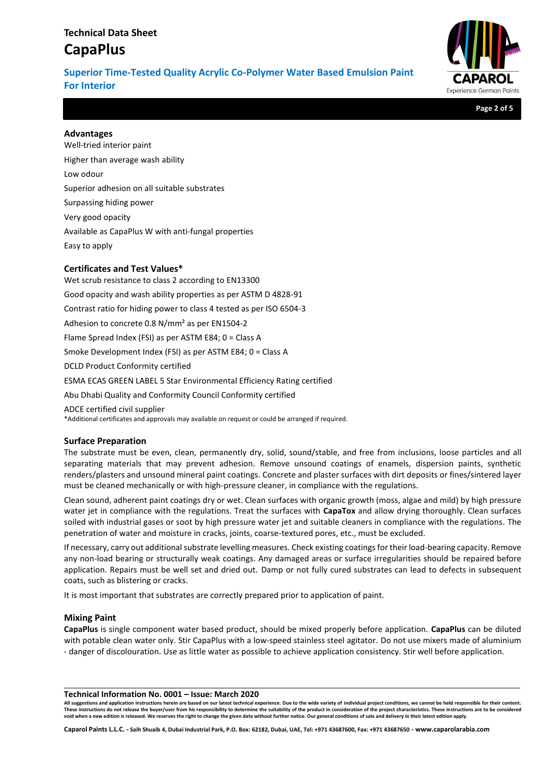## Advantages

Well-tried interior paint

Higher than average wash ability

Low odour

Superior adhesion on all suitable substrates

Surpassing hiding power

Very good opacity

Available as CapaPlus W with anti-fungal properties

Easy to apply

## Certificates and Test Values*

Wet scrub resistance to class 2 according to EN13300

Good opacity and wash ability properties as per ASTM D 4828-91

Contrast ratio for hiding power to class 4 tested as per ISO 6504-3

Adhesion to concrete 0.8 N/mm² as per EN1504-2

Flame Spread Index (FSI) as per ASTM E84; 0 = Class A

Smoke Development Index (FSI) as per ASTM E84; 0 = Class A

DCLD Product Conformity certified

ESMA ECAS GREEN LABEL 5 Star Environmental Efficiency Rating certified

Abu Dhabi Quality and Conformity Council Conformity certified

ADCE certified civil supplier

*Additional certificates and approvals may available on request or could be arranged if required.

## Surface Preparation

The substrate must be even, clean, permanently dry, solid, sound/stable, and free from inclusions, loose particles and all separating materials that may prevent adhesion. Remove unsound coatings of enamels, dispersion paints, synthetic renders/plasters and unsound mineral paint coatings. Concrete and plaster surfaces with dirt deposits or fines/sintered layer must be cleaned mechanically or with high-pressure cleaner, in compliance with the regulations.

Clean sound, adherent paint coatings dry or wet. Clean surfaces with organic growth (moss, algae and mild) by high pressure water jet in compliance with the regulations. Treat the surfaces with **CapaTox** and allow drying thoroughly. Clean surfaces soiled with industrial gases or soot by high pressure water jet and suitable cleaners in compliance with the regulations. The penetration of water and moisture in cracks, joints, coarse-textured pores, etc., must be excluded.

If necessary, carry out additional substrate levelling measures. Check existing coatings for their load-bearing capacity. Remove any non-load bearing or structurally weak coatings. Any damaged areas or surface irregularities should be repaired before application. Repairs must be well set and dried out. Damp or not fully cured substrates can lead to defects in subsequent coats, such as blistering or cracks.

It is most important that substrates are correctly prepared prior to application of paint.

## Mixing Paint

**CapaPlus** is single component water based product, should be mixed properly before application. **CapaPlus** can be diluted with potable clean water only. Stir CapaPlus with a low-speed stainless steel agitator. Do not use mixers made of aluminium - danger of discolouration. Use as little water as possible to achieve application consistency. Stir well before application.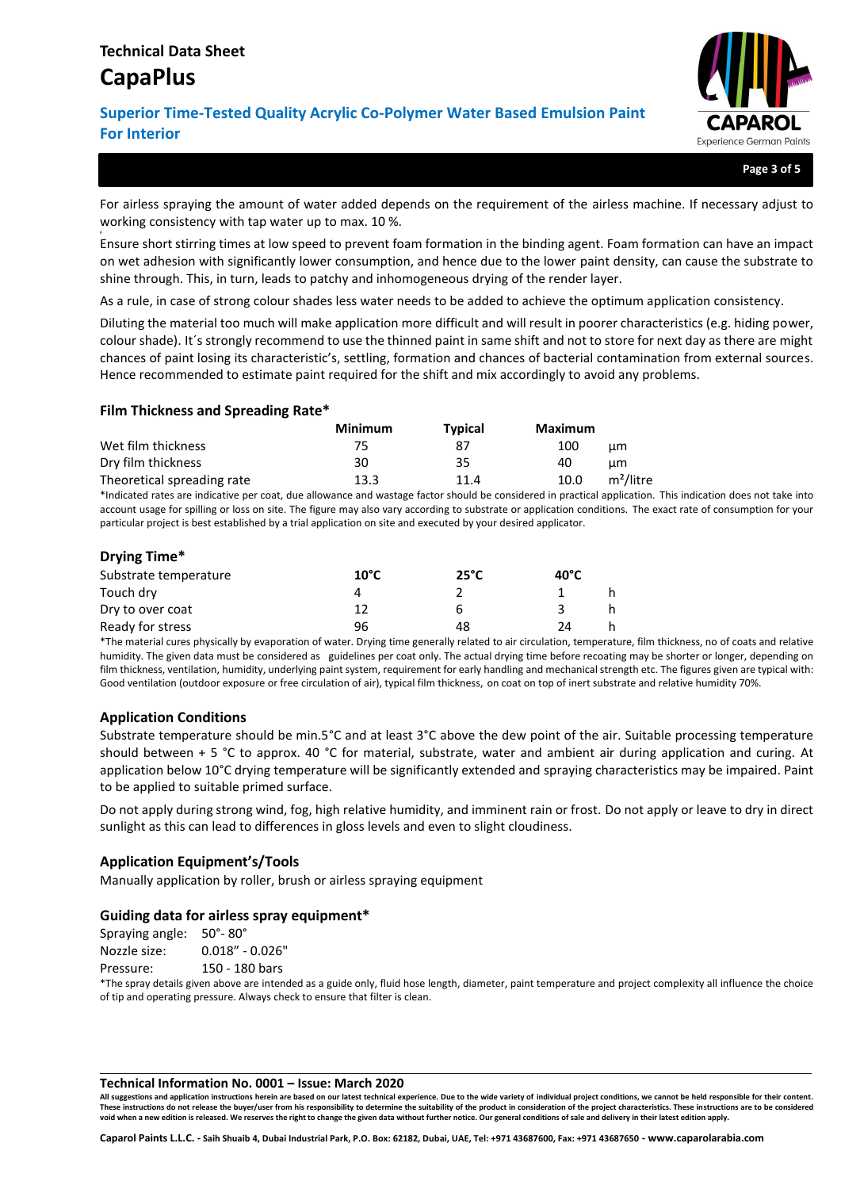For airless spraying the amount of water added depends on the requirement of the airless machine. If necessary adjust to working consistency with tap water up to max. 10 %.

Ensure short stirring times at low speed to prevent foam formation in the binding agent. Foam formation can have an impact on wet adhesion with significantly lower consumption, and hence due to the lower paint density, can cause the substrate to shine through. This, in turn, leads to patchy and inhomogeneous drying of the render layer.

As a rule, in case of strong colour shades less water needs to be added to achieve the optimum application consistency.

Diluting the material too much will make application more difficult and will result in poorer characteristics (e.g. hiding power, colour shade). It´s strongly recommend to use the thinned paint in same shift and not to store for next day as there are might chances of paint losing its characteristic's, settling, formation and chances of bacterial contamination from external sources. Hence recommended to estimate paint required for the shift and mix accordingly to avoid any problems.

## Film Thickness and Spreading Rate*

| | Minimum | Typical | Maximum | |
|---|---|---|---|---|
| Wet film thickness | 75 | 87 | 100 | µm |
| Dry film thickness | 30 | 35 | 40 | µm |
| Theoretical spreading rate | 13.3 | 11.4 | 10.0 | m²/litre |

*Indicated rates are indicative per coat, due allowance and wastage factor should be considered in practical application. This indication does not take into account usage for spilling or loss on site. The figure may also vary according to substrate or application conditions. The exact rate of consumption for your particular project is best established by a trial application on site and executed by your desired applicator.

## Drying Time*

| Substrate temperature | 10°C | 25°C | 40°C | |
|---|---|---|---|---|
| Touch dry | 4 | 2 | 1 | h |
| Dry to over coat | 12 | 6 | 3 | h |
| Ready for stress | 96 | 48 | 24 | h |

*The material cures physically by evaporation of water. Drying time generally related to air circulation, temperature, film thickness, no of coats and relative humidity. The given data must be considered as guidelines per coat only. The actual drying time before recoating may be shorter or longer, depending on film thickness, ventilation, humidity, underlying paint system, requirement for early handling and mechanical strength etc. The figures given are typical with: Good ventilation (outdoor exposure or free circulation of air), typical film thickness, on coat on top of inert substrate and relative humidity 70%.

## Application Conditions

Substrate temperature should be min.5°C and at least 3°C above the dew point of the air. Suitable processing temperature should between + 5 °C to approx. 40 °C for material, substrate, water and ambient air during application and curing. At application below 10°C drying temperature will be significantly extended and spraying characteristics may be impaired. Paint to be applied to suitable primed surface.

Do not apply during strong wind, fog, high relative humidity, and imminent rain or frost. Do not apply or leave to dry in direct sunlight as this can lead to differences in gloss levels and even to slight cloudiness.

## Application Equipment's/Tools

Manually application by roller, brush or airless spraying equipment

## Guiding data for airless spray equipment*

Spraying angle: 50°- 80°
Nozzle size: 0.018" - 0.026"
Pressure: 150 - 180 bars

*The spray details given above are intended as a guide only, fluid hose length, diameter, paint temperature and project complexity all influence the choice of tip and operating pressure. Always check to ensure that filter is clean.

**Technical Information No. 0001 – Issue: March 2020**

**All suggestions and application instructions herein are based on our latest technical experience. Due to the wide variety of individual project conditions, we cannot be held responsible for their content. These instructions do not release the buyer/user from his responsibility to determine the suitability of the product in consideration of the project characteristics. These instructions are to be considered void when a new edition is released. We reserves the right to change the given data without further notice. Our general conditions of sale and delivery in their latest edition apply.**

**Caparol Paints L.L.C. - Saih Shuaib 4, Dubai Industrial Park, P.O. Box: 62182, Dubai, UAE, Tel: +971 43687600, Fax: +971 43687650 - www.caparolarabia.com**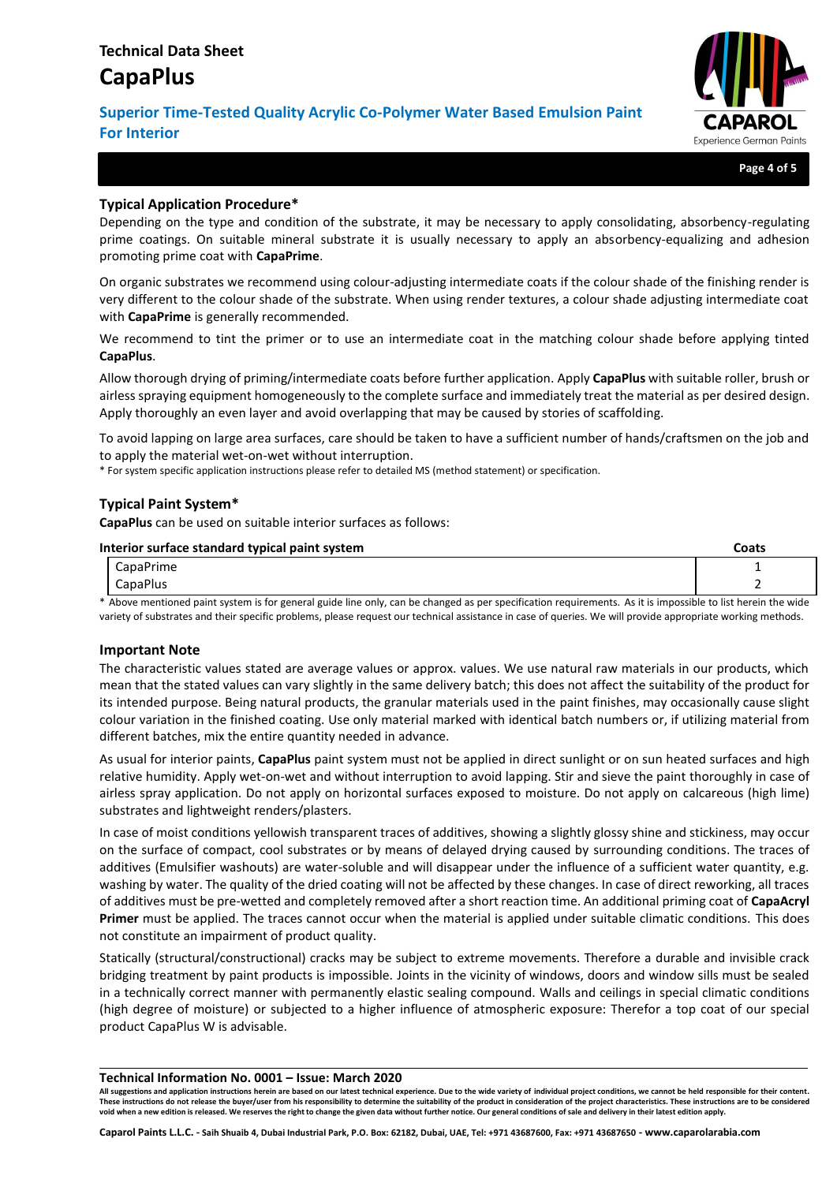## Typical Application Procedure*

Depending on the type and condition of the substrate, it may be necessary to apply consolidating, absorbency-regulating prime coatings. On suitable mineral substrate it is usually necessary to apply an absorbency-equalizing and adhesion promoting prime coat with **CapaPrime**.

On organic substrates we recommend using colour-adjusting intermediate coats if the colour shade of the finishing render is very different to the colour shade of the substrate. When using render textures, a colour shade adjusting intermediate coat with **CapaPrime** is generally recommended.

We recommend to tint the primer or to use an intermediate coat in the matching colour shade before applying tinted **CapaPlus**.

Allow thorough drying of priming/intermediate coats before further application. Apply **CapaPlus** with suitable roller, brush or airless spraying equipment homogeneously to the complete surface and immediately treat the material as per desired design. Apply thoroughly an even layer and avoid overlapping that may be caused by stories of scaffolding.

To avoid lapping on large area surfaces, care should be taken to have a sufficient number of hands/craftsmen on the job and to apply the material wet-on-wet without interruption.

* For system specific application instructions please refer to detailed MS (method statement) or specification.

## Typical Paint System*

**CapaPlus** can be used on suitable interior surfaces as follows:

| Interior surface standard typical paint system | Coats |
|---|---|
| CapaPrime | 1 |
| CapaPlus | 2 |

* Above mentioned paint system is for general guide line only, can be changed as per specification requirements. As it is impossible to list herein the wide variety of substrates and their specific problems, please request our technical assistance in case of queries. We will provide appropriate working methods.

## Important Note

The characteristic values stated are average values or approx. values. We use natural raw materials in our products, which mean that the stated values can vary slightly in the same delivery batch; this does not affect the suitability of the product for its intended purpose. Being natural products, the granular materials used in the paint finishes, may occasionally cause slight colour variation in the finished coating. Use only material marked with identical batch numbers or, if utilizing material from different batches, mix the entire quantity needed in advance.

As usual for interior paints, **CapaPlus** paint system must not be applied in direct sunlight or on sun heated surfaces and high relative humidity. Apply wet-on-wet and without interruption to avoid lapping. Stir and sieve the paint thoroughly in case of airless spray application. Do not apply on horizontal surfaces exposed to moisture. Do not apply on calcareous (high lime) substrates and lightweight renders/plasters.

In case of moist conditions yellowish transparent traces of additives, showing a slightly glossy shine and stickiness, may occur on the surface of compact, cool substrates or by means of delayed drying caused by surrounding conditions. The traces of additives (Emulsifier washouts) are water-soluble and will disappear under the influence of a sufficient water quantity, e.g. washing by water. The quality of the dried coating will not be affected by these changes. In case of direct reworking, all traces of additives must be pre-wetted and completely removed after a short reaction time. An additional priming coat of **CapaAcryl Primer** must be applied. The traces cannot occur when the material is applied under suitable climatic conditions. This does not constitute an impairment of product quality.

Statically (structural/constructional) cracks may be subject to extreme movements. Therefore a durable and invisible crack bridging treatment by paint products is impossible. Joints in the vicinity of windows, doors and window sills must be sealed in a technically correct manner with permanently elastic sealing compound. Walls and ceilings in special climatic conditions (high degree of moisture) or subjected to a higher influence of atmospheric exposure: Therefor a top coat of our special product CapaPlus W is advisable.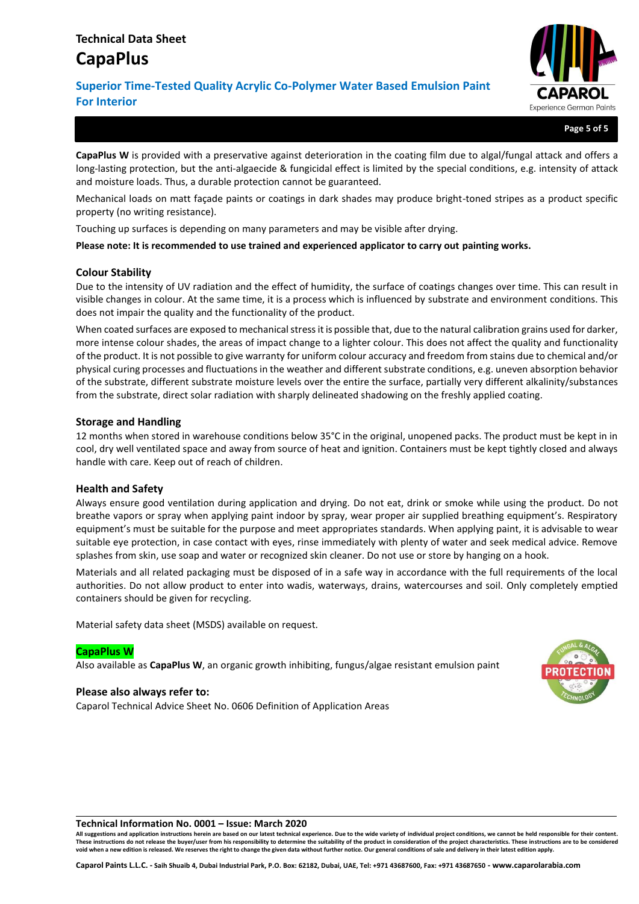**CapaPlus W** is provided with a preservative against deterioration in the coating film due to algal/fungal attack and offers a long-lasting protection, but the anti-algaecide & fungicidal effect is limited by the special conditions, e.g. intensity of attack and moisture loads. Thus, a durable protection cannot be guaranteed.

Mechanical loads on matt façade paints or coatings in dark shades may produce bright-toned stripes as a product specific property (no writing resistance).

Touching up surfaces is depending on many parameters and may be visible after drying.

**Please note: It is recommended to use trained and experienced applicator to carry out painting works.**

### Colour Stability

Due to the intensity of UV radiation and the effect of humidity, the surface of coatings changes over time. This can result in visible changes in colour. At the same time, it is a process which is influenced by substrate and environment conditions. This does not impair the quality and the functionality of the product.

When coated surfaces are exposed to mechanical stress it is possible that, due to the natural calibration grains used for darker, more intense colour shades, the areas of impact change to a lighter colour. This does not affect the quality and functionality of the product. It is not possible to give warranty for uniform colour accuracy and freedom from stains due to chemical and/or physical curing processes and fluctuations in the weather and different substrate conditions, e.g. uneven absorption behavior of the substrate, different substrate moisture levels over the entire the surface, partially very different alkalinity/substances from the substrate, direct solar radiation with sharply delineated shadowing on the freshly applied coating.

### Storage and Handling

12 months when stored in warehouse conditions below 35°C in the original, unopened packs. The product must be kept in in cool, dry well ventilated space and away from source of heat and ignition. Containers must be kept tightly closed and always handle with care. Keep out of reach of children.

### Health and Safety

Always ensure good ventilation during application and drying. Do not eat, drink or smoke while using the product. Do not breathe vapors or spray when applying paint indoor by spray, wear proper air supplied breathing equipment's. Respiratory equipment's must be suitable for the purpose and meet appropriates standards. When applying paint, it is advisable to wear suitable eye protection, in case contact with eyes, rinse immediately with plenty of water and seek medical advice. Remove splashes from skin, use soap and water or recognized skin cleaner. Do not use or store by hanging on a hook.

Materials and all related packaging must be disposed of in a safe way in accordance with the full requirements of the local authorities. Do not allow product to enter into wadis, waterways, drains, watercourses and soil. Only completely emptied containers should be given for recycling.

Material safety data sheet (MSDS) available on request.

**CapaPlus W**

Also available as **CapaPlus W**, an organic growth inhibiting, fungus/algae resistant emulsion paint

### Please also always refer to:

Caparol Technical Advice Sheet No. 0606 Definition of Application Areas

**Technical Information No. 0001 – Issue: March 2020**

**All suggestions and application instructions herein are based on our latest technical experience. Due to the wide variety of individual project conditions, we cannot be held responsible for their content. These instructions do not release the buyer/user from his responsibility to determine the suitability of the product in consideration of the project characteristics. These instructions are to be considered void when a new edition is released. We reserves the right to change the given data without further notice. Our general conditions of sale and delivery in their latest edition apply.**

**Caparol Paints L.L.C. - Saih Shuaib 4, Dubai Industrial Park, P.O. Box: 62182, Dubai, UAE, Tel: +971 43687600, Fax: +971 43687650 - www.caparolarabia.com**